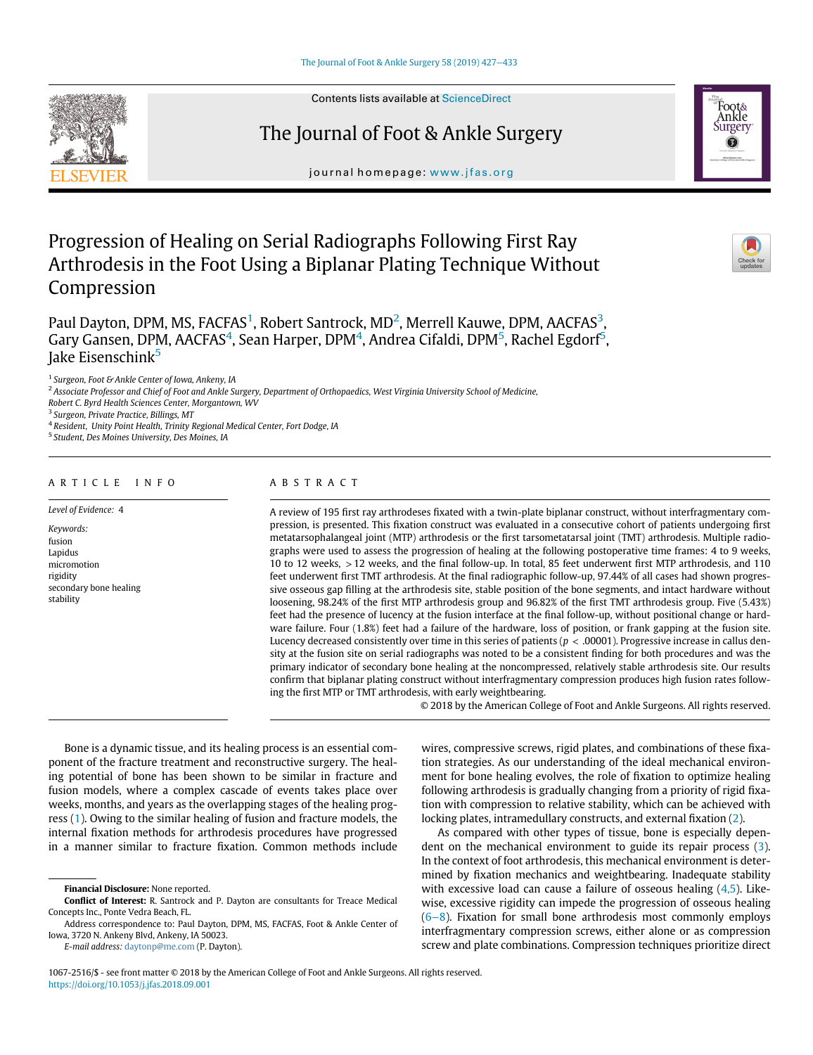# Progression of Healing on Serial Radiographs Following First Ray Arthrodesis in the Foot Using a Biplanar Plating Technique Without Compression

Paul Dayton, DPM, MS, FACFAS[1], Robert Santrock, MD[2], Merrell Kauwe, DPM, AACFAS[3], Gary Gansen, DPM, AACFAS[4], Sean Harper, DPM[4], Andrea Cifaldi, DPM[5], Rachel Egdorf[5], Jake Eisenschink[5]

[1] Surgeon, Foot & Ankle Center of Iowa, Ankeny, IA
[2] Associate Professor and Chief of Foot and Ankle Surgery, Department of Orthopaedics, West Virginia University School of Medicine, Robert C. Byrd Health Sciences Center, Morgantown, WV
[3] Surgeon, Private Practice, Billings, MT
[4] Resident, Unity Point Health, Trinity Regional Medical Center, Fort Dodge, IA
[5] Student, Des Moines University, Des Moines, IA

## ARTICLE INFO

*Level of Evidence:* 4

*Keywords:*
fusion
Lapidus
micromotion
rigidity
secondary bone healing
stability

## ABSTRACT

A review of 195 first ray arthrodeses fixated with a twin-plate biplanar construct, without interfragmentary compression, is presented. This fixation construct was evaluated in a consecutive cohort of patients undergoing first metatarsophalangeal joint (MTP) arthrodesis or the first tarsometatarsal joint (TMT) arthrodesis. Multiple radiographs were used to assess the progression of healing at the following postoperative time frames: 4 to 9 weeks, 10 to 12 weeks, >12 weeks, and the final follow-up. In total, 85 feet underwent first MTP arthrodesis, and 110 feet underwent first TMT arthrodesis. At the final radiographic follow-up, 97.44% of all cases had shown progressive osseous gap filling at the arthrodesis site, stable position of the bone segments, and intact hardware without loosening, 98.24% of the first MTP arthrodesis group and 96.82% of the first TMT arthrodesis group. Five (5.43%) feet had the presence of lucency at the fusion interface at the final follow-up, without positional change or hardware failure. Four (1.8%) feet had a failure of the hardware, loss of position, or frank gapping at the fusion site. Lucency decreased consistently over time in this series of patients ($p < .00001$). Progressive increase in callus density at the fusion site on serial radiographs was noted to be a consistent finding for both procedures and was the primary indicator of secondary bone healing at the noncompressed, relatively stable arthrodesis site. Our results confirm that biplanar plating construct without interfragmentary compression produces high fusion rates following the first MTP or TMT arthrodesis, with early weightbearing.

© 2018 by the American College of Foot and Ankle Surgeons. All rights reserved.

Bone is a dynamic tissue, and its healing process is an essential component of the fracture treatment and reconstructive surgery. The healing potential of bone has been shown to be similar in fracture and fusion models, where a complex cascade of events takes place over weeks, months, and years as the overlapping stages of the healing progress (1). Owing to the similar healing of fusion and fracture models, the internal fixation methods for arthrodesis procedures have progressed in a manner similar to fracture fixation. Common methods include wires, compressive screws, rigid plates, and combinations of these fixation strategies. As our understanding of the ideal mechanical environment for bone healing evolves, the role of fixation to optimize healing following arthrodesis is gradually changing from a priority of rigid fixation with compression to relative stability, which can be achieved with locking plates, intramedullary constructs, and external fixation (2).

As compared with other types of tissue, bone is especially dependent on the mechanical environment to guide its repair process (3). In the context of foot arthrodesis, this mechanical environment is determined by fixation mechanics and weightbearing. Inadequate stability with excessive load can cause a failure of osseous healing (4,5). Likewise, excessive rigidity can impede the progression of osseous healing (6–8). Fixation for small bone arthrodesis most commonly employs interfragmentary compression screws, either alone or as compression screw and plate combinations. Compression techniques prioritize direct

**Financial Disclosure:** None reported.

**Conflict of Interest:** R. Santrock and P. Dayton are consultants for Treace Medical Concepts Inc., Ponte Vedra Beach, FL.

Address correspondence to: Paul Dayton, DPM, MS, FACFAS, Foot & Ankle Center of Iowa, 3720 N. Ankeny Blvd, Ankeny, IA 50023.

*E-mail address:* daytonp@me.com (P. Dayton).

1067-2516/$ - see front matter © 2018 by the American College of Foot and Ankle Surgeons. All rights reserved.
https://doi.org/10.1053/j.jfas.2018.09.001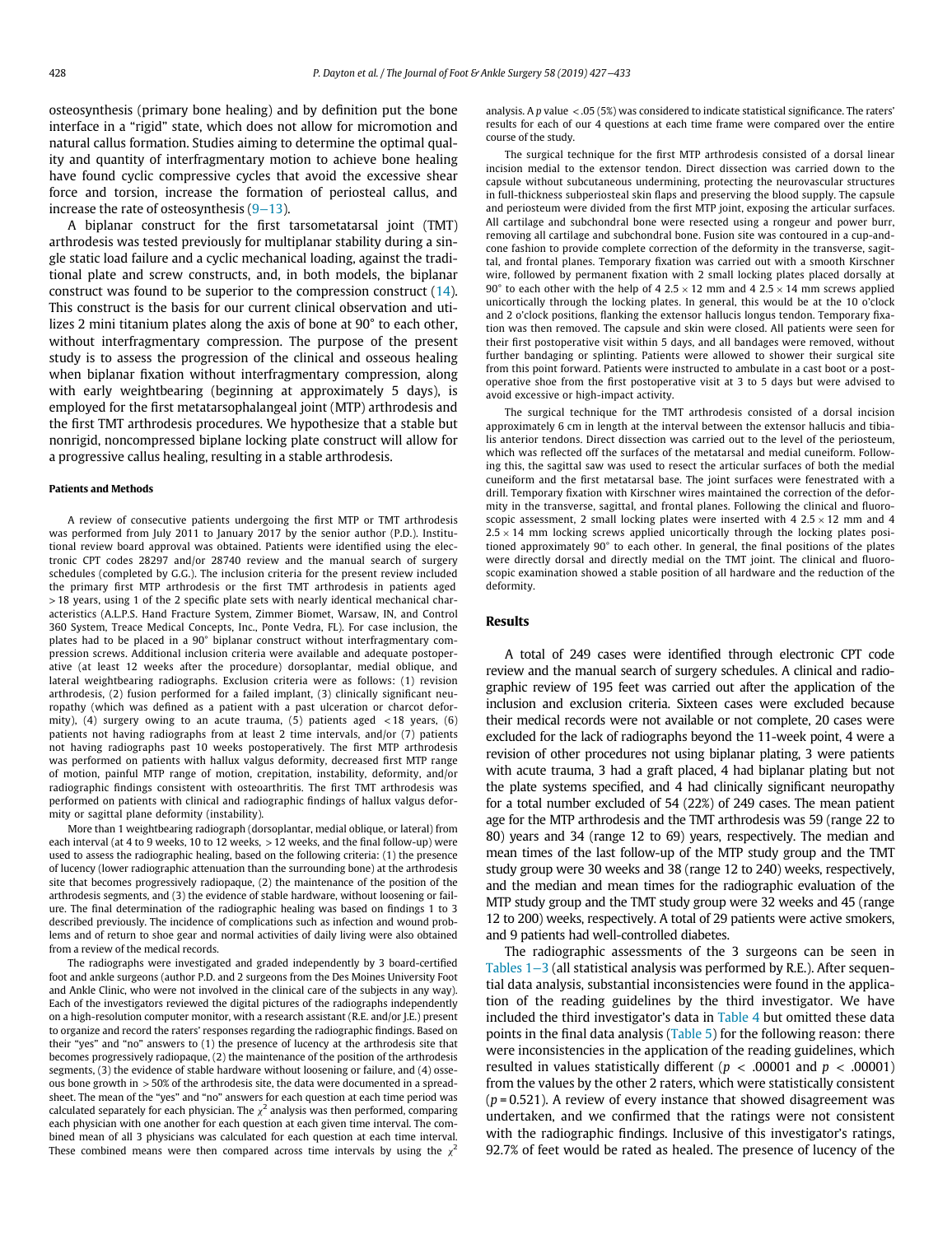osteosynthesis (primary bone healing) and by definition put the bone interface in a "rigid" state, which does not allow for micromotion and natural callus formation. Studies aiming to determine the optimal quality and quantity of interfragmentary motion to achieve bone healing have found cyclic compressive cycles that avoid the excessive shear force and torsion, increase the formation of periosteal callus, and increase the rate of osteosynthesis (9–13).

A biplanar construct for the first tarsometatarsal joint (TMT) arthrodesis was tested previously for multiplanar stability during a single static load failure and a cyclic mechanical loading, against the traditional plate and screw constructs, and, in both models, the biplanar construct was found to be superior to the compression construct (14). This construct is the basis for our current clinical observation and utilizes 2 mini titanium plates along the axis of bone at 90° to each other, without interfragmentary compression. The purpose of the present study is to assess the progression of the clinical and osseous healing when biplanar fixation without interfragmentary compression, along with early weightbearing (beginning at approximately 5 days), is employed for the first metatarsophalangeal joint (MTP) arthrodesis and the first TMT arthrodesis procedures. We hypothesize that a stable but nonrigid, noncompressed biplane locking plate construct will allow for a progressive callus healing, resulting in a stable arthrodesis.

## Patients and Methods

A review of consecutive patients undergoing the first MTP or TMT arthrodesis was performed from July 2011 to January 2017 by the senior author (P.D.). Institutional review board approval was obtained. Patients were identified using the electronic CPT codes 28297 and/or 28740 review and the manual search of surgery schedules (completed by G.G.). The inclusion criteria for the present review included the primary first MTP arthrodesis or the first TMT arthrodesis in patients aged > 18 years, using 1 of the 2 specific plate sets with nearly identical mechanical characteristics (A.L.P.S. Hand Fracture System, Zimmer Biomet, Warsaw, IN, and Control 360 System, Treace Medical Concepts, Inc., Ponte Vedra, FL). For case inclusion, the plates had to be placed in a 90° biplanar construct without interfragmentary compression screws. Additional inclusion criteria were available and adequate postoperative (at least 12 weeks after the procedure) dorsoplantar, medial oblique, and lateral weightbearing radiographs. Exclusion criteria were as follows: (1) revision arthrodesis, (2) fusion performed for a failed implant, (3) clinically significant neuropathy (which was defined as a patient with a past ulceration or charcot deformity), (4) surgery owing to an acute trauma, (5) patients aged < 18 years, (6) patients not having radiographs from at least 2 time intervals, and/or (7) patients not having radiographs past 10 weeks postoperatively. The first MTP arthrodesis was performed on patients with hallux valgus deformity, decreased first MTP range of motion, painful MTP range of motion, crepitation, instability, deformity, and/or radiographic findings consistent with osteoarthritis. The first TMT arthrodesis was performed on patients with clinical and radiographic findings of hallux valgus deformity or sagittal plane deformity (instability).

More than 1 weightbearing radiograph (dorsoplantar, medial oblique, or lateral) from each interval (at 4 to 9 weeks, 10 to 12 weeks, > 12 weeks, and the final follow-up) were used to assess the radiographic healing, based on the following criteria: (1) the presence of lucency (lower radiographic attenuation than the surrounding bone) at the arthrodesis site that becomes progressively radiopaque, (2) the maintenance of the position of the arthrodesis segments, and (3) the evidence of stable hardware, without loosening or failure. The final determination of the radiographic healing was based on findings 1 to 3 described previously. The incidence of complications such as infection and wound problems and of return to shoe gear and normal activities of daily living were also obtained from a review of the medical records.

The radiographs were investigated and graded independently by 3 board-certified foot and ankle surgeons (author P.D. and 2 surgeons from the Des Moines University Foot and Ankle Clinic, who were not involved in the clinical care of the subjects in any way). Each of the investigators reviewed the digital pictures of the radiographs independently on a high-resolution computer monitor, with a research assistant (R.E. and/or J.E.) present to organize and record the raters' responses regarding the radiographic findings. Based on their "yes" and "no" answers to (1) the presence of lucency at the arthrodesis site that becomes progressively radiopaque, (2) the maintenance of the position of the arthrodesis segments, (3) the evidence of stable hardware without loosening or failure, and (4) osseous bone growth in > 50% of the arthrodesis site, the data were documented in a spreadsheet. The mean of the "yes" and "no" answers for each question at each time period was calculated separately for each physician. The $\chi^2$ analysis was then performed, comparing each physician with one another for each question at each given time interval. The combined mean of all 3 physicians was calculated for each question at each time interval. These combined means were then compared across time intervals by using the $\chi^2$ analysis. A $p$ value < .05 (5%) was considered to indicate statistical significance. The raters' results for each of our 4 questions at each time frame were compared over the entire course of the study.

The surgical technique for the first MTP arthrodesis consisted of a dorsal linear incision medial to the extensor tendon. Direct dissection was carried down to the capsule without subcutaneous undermining, protecting the neurovascular structures in full-thickness subperiosteal skin flaps and preserving the blood supply. The capsule and periosteum were divided from the first MTP joint, exposing the articular surfaces. All cartilage and subchondral bone were resected using a rongeur and power burr, removing all cartilage and subchondral bone. Fusion site was contoured in a cup-and-cone fashion to provide complete correction of the deformity in the transverse, sagittal, and frontal planes. Temporary fixation was carried out with a smooth Kirschner wire, followed by permanent fixation with 2 small locking plates placed dorsally at 90° to each other with the help of 4 2.5 × 12 mm and 4 2.5 × 14 mm screws applied unicortically through the locking plates. In general, this would be at the 10 o'clock and 2 o'clock positions, flanking the extensor hallucis longus tendon. Temporary fixation was then removed. The capsule and skin were closed. All patients were seen for their first postoperative visit within 5 days, and all bandages were removed, without further bandaging or splinting. Patients were allowed to shower their surgical site from this point forward. Patients were instructed to ambulate in a cast boot or a postoperative shoe from the first postoperative visit at 3 to 5 days but were advised to avoid excessive or high-impact activity.

The surgical technique for the TMT arthrodesis consisted of a dorsal incision approximately 6 cm in length at the interval between the extensor hallucis and tibialis anterior tendons. Direct dissection was carried out to the level of the periosteum, which was reflected off the surfaces of the metatarsal and medial cuneiform. Following this, the sagittal saw was used to resect the articular surfaces of both the medial cuneiform and the first metatarsal base. The joint surfaces were fenestrated with a drill. Temporary fixation with Kirschner wires maintained the correction of the deformity in the transverse, sagittal, and frontal planes. Following the clinical and fluoroscopic assessment, 2 small locking plates were inserted with 4 2.5 × 12 mm and 4 2.5 × 14 mm locking screws applied unicortically through the locking plates positioned approximately 90° to each other. In general, the final positions of the plates were directly dorsal and directly medial on the TMT joint. The clinical and fluoroscopic examination showed a stable position of all hardware and the reduction of the deformity.

## Results

A total of 249 cases were identified through electronic CPT code review and the manual search of surgery schedules. A clinical and radiographic review of 195 feet was carried out after the application of the inclusion and exclusion criteria. Sixteen cases were excluded because their medical records were not available or not complete, 20 cases were excluded for the lack of radiographs beyond the 11-week point, 4 were a revision of other procedures not using biplanar plating, 3 were patients with acute trauma, 3 had a graft placed, 4 had biplanar plating but not the plate systems specified, and 4 had clinically significant neuropathy for a total number excluded of 54 (22%) of 249 cases. The mean patient age for the MTP arthrodesis and the TMT arthrodesis was 59 (range 22 to 80) years and 34 (range 12 to 69) years, respectively. The median and mean times of the last follow-up of the MTP study group and the TMT study group were 30 weeks and 38 (range 12 to 240) weeks, respectively, and the median and mean times for the radiographic evaluation of the MTP study group and the TMT study group were 32 weeks and 45 (range 12 to 200) weeks, respectively. A total of 29 patients were active smokers, and 9 patients had well-controlled diabetes.

The radiographic assessments of the 3 surgeons can be seen in Tables 1–3 (all statistical analysis was performed by R.E.). After sequential data analysis, substantial inconsistencies were found in the application of the reading guidelines by the third investigator. We have included the third investigator's data in Table 4 but omitted these data points in the final data analysis (Table 5) for the following reason: there were inconsistencies in the application of the reading guidelines, which resulted in values statistically different ($p$ < .00001 and $p$ < .00001) from the values by the other 2 raters, which were statistically consistent ($p$ = 0.521). A review of every instance that showed disagreement was undertaken, and we confirmed that the ratings were not consistent with the radiographic findings. Inclusive of this investigator's ratings, 92.7% of feet would be rated as healed. The presence of lucency of the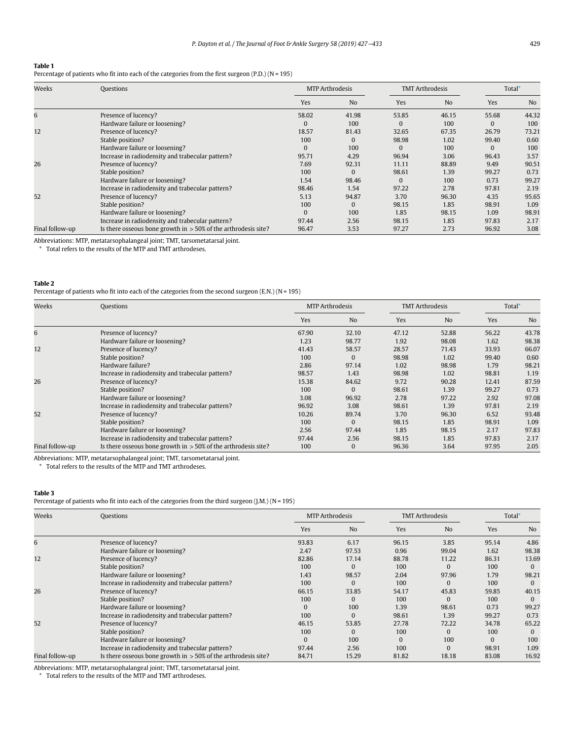**Table 1**

Percentage of patients who fit into each of the categories from the first surgeon (P.D.) (N = 195)

| Weeks | Questions | MTP Arthrodesis | | TMT Arthrodesis | | Total* | |
|---|---|---|---|---|---|---|---|
| | | Yes | No | Yes | No | Yes | No |
| 6 | Presence of lucency? | 58.02 | 41.98 | 53.85 | 46.15 | 55.68 | 44.32 |
| | Hardware failure or loosening? | 0 | 100 | 0 | 100 | 0 | 100 |
| 12 | Presence of lucency? | 18.57 | 81.43 | 32.65 | 67.35 | 26.79 | 73.21 |
| | Stable position? | 100 | 0 | 98.98 | 1.02 | 99.40 | 0.60 |
| | Hardware failure or loosening? | 0 | 100 | 0 | 100 | 0 | 100 |
| | Increase in radiodensity and trabecular pattern? | 95.71 | 4.29 | 96.94 | 3.06 | 96.43 | 3.57 |
| 26 | Presence of lucency? | 7.69 | 92.31 | 11.11 | 88.89 | 9.49 | 90.51 |
| | Stable position? | 100 | 0 | 98.61 | 1.39 | 99.27 | 0.73 |
| | Hardware failure or loosening? | 1.54 | 98.46 | 0 | 100 | 0.73 | 99.27 |
| | Increase in radiodensity and trabecular pattern? | 98.46 | 1.54 | 97.22 | 2.78 | 97.81 | 2.19 |
| 52 | Presence of lucency? | 5.13 | 94.87 | 3.70 | 96.30 | 4.35 | 95.65 |
| | Stable position? | 100 | 0 | 98.15 | 1.85 | 98.91 | 1.09 |
| | Hardware failure or loosening? | 0 | 100 | 1.85 | 98.15 | 1.09 | 98.91 |
| | Increase in radiodensity and trabecular pattern? | 97.44 | 2.56 | 98.15 | 1.85 | 97.83 | 2.17 |
| Final follow-up | Is there osseous bone growth in > 50% of the arthrodesis site? | 96.47 | 3.53 | 97.27 | 2.73 | 96.92 | 3.08 |

Abbreviations: MTP, metatarsophalangeal joint; TMT, tarsometatarsal joint.

* Total refers to the results of the MTP and TMT arthrodeses.

**Table 2**

Percentage of patients who fit into each of the categories from the second surgeon (E.N.) (N = 195)

| Weeks | Questions | MTP Arthrodesis | | TMT Arthrodesis | | Total* | |
|---|---|---|---|---|---|---|---|
| | | Yes | No | Yes | No | Yes | No |
| 6 | Presence of lucency? | 67.90 | 32.10 | 47.12 | 52.88 | 56.22 | 43.78 |
| | Hardware failure or loosening? | 1.23 | 98.77 | 1.92 | 98.08 | 1.62 | 98.38 |
| 12 | Presence of lucency? | 41.43 | 58.57 | 28.57 | 71.43 | 33.93 | 66.07 |
| | Stable position? | 100 | 0 | 98.98 | 1.02 | 99.40 | 0.60 |
| | Hardware failure? | 2.86 | 97.14 | 1.02 | 98.98 | 1.79 | 98.21 |
| | Increase in radiodensity and trabecular pattern? | 98.57 | 1.43 | 98.98 | 1.02 | 98.81 | 1.19 |
| 26 | Presence of lucency? | 15.38 | 84.62 | 9.72 | 90.28 | 12.41 | 87.59 |
| | Stable position? | 100 | 0 | 98.61 | 1.39 | 99.27 | 0.73 |
| | Hardware failure or loosening? | 3.08 | 96.92 | 2.78 | 97.22 | 2.92 | 97.08 |
| | Increase in radiodensity and trabecular pattern? | 96.92 | 3.08 | 98.61 | 1.39 | 97.81 | 2.19 |
| 52 | Presence of lucency? | 10.26 | 89.74 | 3.70 | 96.30 | 6.52 | 93.48 |
| | Stable position? | 100 | 0 | 98.15 | 1.85 | 98.91 | 1.09 |
| | Hardware failure or loosening? | 2.56 | 97.44 | 1.85 | 98.15 | 2.17 | 97.83 |
| | Increase in radiodensity and trabecular pattern? | 97.44 | 2.56 | 98.15 | 1.85 | 97.83 | 2.17 |
| Final follow-up | Is there osseous bone growth in > 50% of the arthrodesis site? | 100 | 0 | 96.36 | 3.64 | 97.95 | 2.05 |

Abbreviations: MTP, metatarsophalangeal joint; TMT, tarsometatarsal joint.

* Total refers to the results of the MTP and TMT arthrodeses.

**Table 3**

Percentage of patients who fit into each of the categories from the third surgeon (J.M.) (N = 195)

| Weeks | Questions | MTP Arthrodesis | | TMT Arthrodesis | | Total* | |
|---|---|---|---|---|---|---|---|
| | | Yes | No | Yes | No | Yes | No |
| 6 | Presence of lucency? | 93.83 | 6.17 | 96.15 | 3.85 | 95.14 | 4.86 |
| | Hardware failure or loosening? | 2.47 | 97.53 | 0.96 | 99.04 | 1.62 | 98.38 |
| 12 | Presence of lucency? | 82.86 | 17.14 | 88.78 | 11.22 | 86.31 | 13.69 |
| | Stable position? | 100 | 0 | 100 | 0 | 100 | 0 |
| | Hardware failure or loosening? | 1.43 | 98.57 | 2.04 | 97.96 | 1.79 | 98.21 |
| | Increase in radiodensity and trabecular pattern? | 100 | 0 | 100 | 0 | 100 | 0 |
| 26 | Presence of lucency? | 66.15 | 33.85 | 54.17 | 45.83 | 59.85 | 40.15 |
| | Stable position? | 100 | 0 | 100 | 0 | 100 | 0 |
| | Hardware failure or loosening? | 0 | 100 | 1.39 | 98.61 | 0.73 | 99.27 |
| | Increase in radiodensity and trabecular pattern? | 100 | 0 | 98.61 | 1.39 | 99.27 | 0.73 |
| 52 | Presence of lucency? | 46.15 | 53.85 | 27.78 | 72.22 | 34.78 | 65.22 |
| | Stable position? | 100 | 0 | 100 | 0 | 100 | 0 |
| | Hardware failure or loosening? | 0 | 100 | 0 | 100 | 0 | 100 |
| | Increase in radiodensity and trabecular pattern? | 97.44 | 2.56 | 100 | 0 | 98.91 | 1.09 |
| Final follow-up | Is there osseous bone growth in > 50% of the arthrodesis site? | 84.71 | 15.29 | 81.82 | 18.18 | 83.08 | 16.92 |

Abbreviations: MTP, metatarsophalangeal joint; TMT, tarsometatarsal joint.

* Total refers to the results of the MTP and TMT arthrodeses.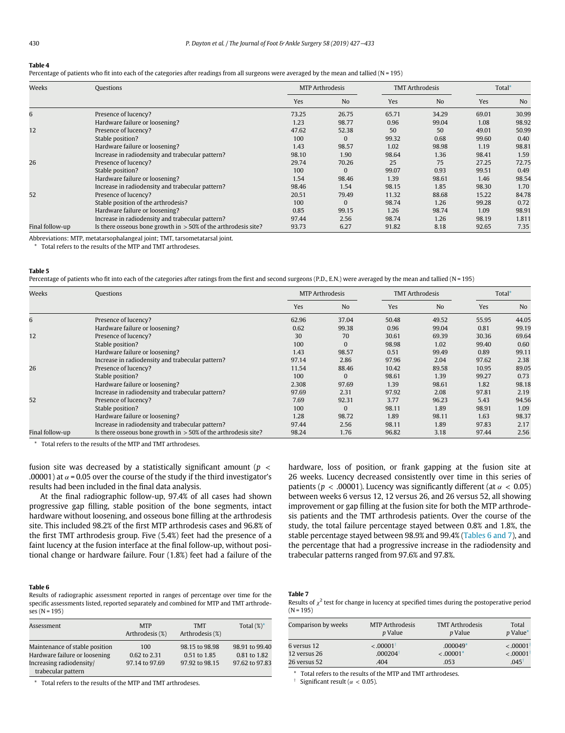**Table 4**
Percentage of patients who fit into each of the categories after readings from all surgeons were averaged by the mean and tallied (N = 195)

| Weeks | Questions | MTP Arthrodesis | | TMT Arthrodesis | | Total* | |
|---|---|---|---|---|---|---|---|
| | | Yes | No | Yes | No | Yes | No |
| 6 | Presence of lucency? | 73.25 | 26.75 | 65.71 | 34.29 | 69.01 | 30.99 |
| | Hardware failure or loosening? | 1.23 | 98.77 | 0.96 | 99.04 | 1.08 | 98.92 |
| 12 | Presence of lucency? | 47.62 | 52.38 | 50 | 50 | 49.01 | 50.99 |
| | Stable position? | 100 | 0 | 99.32 | 0.68 | 99.60 | 0.40 |
| | Hardware failure or loosening? | 1.43 | 98.57 | 1.02 | 98.98 | 1.19 | 98.81 |
| | Increase in radiodensity and trabecular pattern? | 98.10 | 1.90 | 98.64 | 1.36 | 98.41 | 1.59 |
| 26 | Presence of lucency? | 29.74 | 70.26 | 25 | 75 | 27.25 | 72.75 |
| | Stable position? | 100 | 0 | 99.07 | 0.93 | 99.51 | 0.49 |
| | Hardware failure or loosening? | 1.54 | 98.46 | 1.39 | 98.61 | 1.46 | 98.54 |
| | Increase in radiodensity and trabecular pattern? | 98.46 | 1.54 | 98.15 | 1.85 | 98.30 | 1.70 |
| 52 | Presence of lucency? | 20.51 | 79.49 | 11.32 | 88.68 | 15.22 | 84.78 |
| | Stable position of the arthrodesis? | 100 | 0 | 98.74 | 1.26 | 99.28 | 0.72 |
| | Hardware failure or loosening? | 0.85 | 99.15 | 1.26 | 98.74 | 1.09 | 98.91 |
| | Increase in radiodensity and trabecular pattern? | 97.44 | 2.56 | 98.74 | 1.26 | 98.19 | 1.811 |
| Final follow-up | Is there osseous bone growth in > 50% of the arthrodesis site? | 93.73 | 6.27 | 91.82 | 8.18 | 92.65 | 7.35 |

Abbreviations: MTP, metatarsophalangeal joint; TMT, tarsometatarsal joint.
* Total refers to the results of the MTP and TMT arthrodeses.

**Table 5**
Percentage of patients who fit into each of the categories after ratings from the first and second surgeons (P.D., E.N.) were averaged by the mean and tallied (N = 195)

| Weeks | Questions | MTP Arthrodesis | | TMT Arthrodesis | | Total* | |
|---|---|---|---|---|---|---|---|
| | | Yes | No | Yes | No | Yes | No |
| 6 | Presence of lucency? | 62.96 | 37.04 | 50.48 | 49.52 | 55.95 | 44.05 |
| | Hardware failure or loosening? | 0.62 | 99.38 | 0.96 | 99.04 | 0.81 | 99.19 |
| 12 | Presence of lucency? | 30 | 70 | 30.61 | 69.39 | 30.36 | 69.64 |
| | Stable position? | 100 | 0 | 98.98 | 1.02 | 99.40 | 0.60 |
| | Hardware failure or loosening? | 1.43 | 98.57 | 0.51 | 99.49 | 0.89 | 99.11 |
| | Increase in radiodensity and trabecular pattern? | 97.14 | 2.86 | 97.96 | 2.04 | 97.62 | 2.38 |
| 26 | Presence of lucency? | 11.54 | 88.46 | 10.42 | 89.58 | 10.95 | 89.05 |
| | Stable position? | 100 | 0 | 98.61 | 1.39 | 99.27 | 0.73 |
| | Hardware failure or loosening? | 2.308 | 97.69 | 1.39 | 98.61 | 1.82 | 98.18 |
| | Increase in radiodensity and trabecular pattern? | 97.69 | 2.31 | 97.92 | 2.08 | 97.81 | 2.19 |
| 52 | Presence of lucency? | 7.69 | 92.31 | 3.77 | 96.23 | 5.43 | 94.56 |
| | Stable position? | 100 | 0 | 98.11 | 1.89 | 98.91 | 1.09 |
| | Hardware failure or loosening? | 1.28 | 98.72 | 1.89 | 98.11 | 1.63 | 98.37 |
| | Increase in radiodensity and trabecular pattern? | 97.44 | 2.56 | 98.11 | 1.89 | 97.83 | 2.17 |
| Final follow-up | Is there osseous bone growth in > 50% of the arthrodesis site? | 98.24 | 1.76 | 96.82 | 3.18 | 97.44 | 2.56 |

* Total refers to the results of the MTP and TMT arthrodeses.

fusion site was decreased by a statistically significant amount ($p < .00001$) at $\alpha = 0.05$ over the course of the study if the third investigator's results had been included in the final data analysis.

At the final radiographic follow-up, 97.4% of all cases had shown progressive gap filling, stable position of the bone segments, intact hardware without loosening, and osseous bone filling at the arthrodesis site. This included 98.2% of the first MTP arthrodesis cases and 96.8% of the first TMT arthrodesis group. Five (5.4%) feet had the presence of a faint lucency at the fusion interface at the final follow-up, without positional change or hardware failure. Four (1.8%) feet had a failure of the hardware, loss of position, or frank gapping at the fusion site at 26 weeks. Lucency decreased consistently over time in this series of patients ($p < .00001$). Lucency was significantly different (at $\alpha < 0.05$) between weeks 6 versus 12, 12 versus 26, and 26 versus 52, all showing improvement or gap filling at the fusion site for both the MTP arthrodesis patients and the TMT arthrodesis patients. Over the course of the study, the total failure percentage stayed between 0.8% and 1.8%, the stable percentage stayed between 98.9% and 99.4% (Tables 6 and 7), and the percentage that had a progressive increase in the radiodensity and trabecular patterns ranged from 97.6% and 97.8%.

**Table 6**
Results of radiographic assessment reported in ranges of percentage over time for the specific assessments listed, reported separately and combined for MTP and TMT arthrodeses (N = 195)

| Assessment | MTP Arthrodesis (%) | TMT Arthrodesis (%) | Total (%)* |
|---|---|---|---|
| Maintenance of stable position | 100 | 98.15 to 98.98 | 98.91 to 99.40 |
| Hardware failure or loosening | 0.62 to 2.31 | 0.51 to 1.85 | 0.81 to 1.82 |
| Increasing radiodensity/ trabecular pattern | 97.14 to 97.69 | 97.92 to 98.15 | 97.62 to 97.83 |

* Total refers to the results of the MTP and TMT arthrodeses.

**Table 7**
Results of $\chi^2$ test for change in lucency at specified times during the postoperative period (N = 195)

| Comparison by weeks | MTP Arthrodesis *p* Value | TMT Arthrodesis *p* Value | Total *p* Value* |
|---|---|---|---|
| 6 versus 12 | <.00001† | .000049* | <.00001† |
| 12 versus 26 | .000204† | <.00001* | <.00001† |
| 26 versus 52 | .404 | .053 | .045† |

* Total refers to the results of the MTP and TMT arthrodeses.
† Significant result ($\alpha < 0.05$).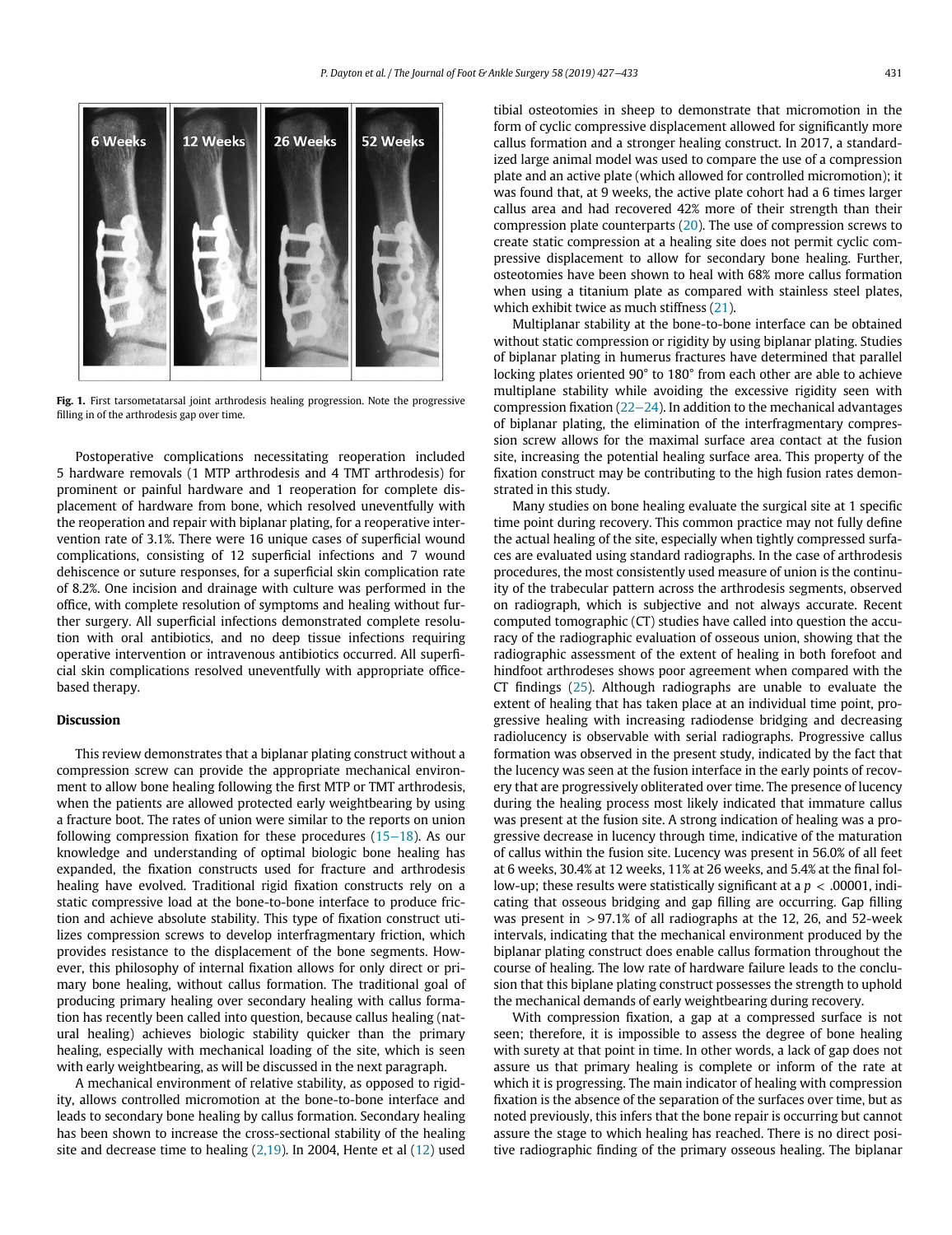6 Weeks

12 Weeks

26 Weeks

52 Weeks

**Fig. 1.** First tarsometatarsal joint arthrodesis healing progression. Note the progressive filling in of the arthrodesis gap over time.

Postoperative complications necessitating reoperation included 5 hardware removals (1 MTP arthrodesis and 4 TMT arthrodesis) for prominent or painful hardware and 1 reoperation for complete displacement of hardware from bone, which resolved uneventfully with the reoperation and repair with biplanar plating, for a reoperative intervention rate of 3.1%. There were 16 unique cases of superficial wound complications, consisting of 12 superficial infections and 7 wound dehiscence or suture responses, for a superficial skin complication rate of 8.2%. One incision and drainage with culture was performed in the office, with complete resolution of symptoms and healing without further surgery. All superficial infections demonstrated complete resolution with oral antibiotics, and no deep tissue infections requiring operative intervention or intravenous antibiotics occurred. All superficial skin complications resolved uneventfully with appropriate office-based therapy.

## Discussion

This review demonstrates that a biplanar plating construct without a compression screw can provide the appropriate mechanical environment to allow bone healing following the first MTP or TMT arthrodesis, when the patients are allowed protected early weightbearing by using a fracture boot. The rates of union were similar to the reports on union following compression fixation for these procedures (15–18). As our knowledge and understanding of optimal biologic bone healing has expanded, the fixation constructs used for fracture and arthrodesis healing have evolved. Traditional rigid fixation constructs rely on a static compressive load at the bone-to-bone interface to produce friction and achieve absolute stability. This type of fixation construct utilizes compression screws to develop interfragmentary friction, which provides resistance to the displacement of the bone segments. However, this philosophy of internal fixation allows for only direct or primary bone healing, without callus formation. The traditional goal of producing primary healing over secondary healing with callus formation has recently been called into question, because callus healing (natural healing) achieves biologic stability quicker than the primary healing, especially with mechanical loading of the site, which is seen with early weightbearing, as will be discussed in the next paragraph.

A mechanical environment of relative stability, as opposed to rigidity, allows controlled micromotion at the bone-to-bone interface and leads to secondary bone healing by callus formation. Secondary healing has been shown to increase the cross-sectional stability of the healing site and decrease time to healing (2,19). In 2004, Hente et al (12) used tibial osteotomies in sheep to demonstrate that micromotion in the form of cyclic compressive displacement allowed for significantly more callus formation and a stronger healing construct. In 2017, a standardized large animal model was used to compare the use of a compression plate and an active plate (which allowed for controlled micromotion); it was found that, at 9 weeks, the active plate cohort had a 6 times larger callus area and had recovered 42% more of their strength than their compression plate counterparts (20). The use of compression screws to create static compression at a healing site does not permit cyclic compressive displacement to allow for secondary bone healing. Further, osteotomies have been shown to heal with 68% more callus formation when using a titanium plate as compared with stainless steel plates, which exhibit twice as much stiffness (21).

Multiplanar stability at the bone-to-bone interface can be obtained without static compression or rigidity by using biplanar plating. Studies of biplanar plating in humerus fractures have determined that parallel locking plates oriented 90° to 180° from each other are able to achieve multiplane stability while avoiding the excessive rigidity seen with compression fixation (22–24). In addition to the mechanical advantages of biplanar plating, the elimination of the interfragmentary compression screw allows for the maximal surface area contact at the fusion site, increasing the potential healing surface area. This property of the fixation construct may be contributing to the high fusion rates demonstrated in this study.

Many studies on bone healing evaluate the surgical site at 1 specific time point during recovery. This common practice may not fully define the actual healing of the site, especially when tightly compressed surfaces are evaluated using standard radiographs. In the case of arthrodesis procedures, the most consistently used measure of union is the continuity of the trabecular pattern across the arthrodesis segments, observed on radiograph, which is subjective and not always accurate. Recent computed tomographic (CT) studies have called into question the accuracy of the radiographic evaluation of osseous union, showing that the radiographic assessment of the extent of healing in both forefoot and hindfoot arthrodeses shows poor agreement when compared with the CT findings (25). Although radiographs are unable to evaluate the extent of healing that has taken place at an individual time point, progressive healing with increasing radiodense bridging and decreasing radiolucency is observable with serial radiographs. Progressive callus formation was observed in the present study, indicated by the fact that the lucency was seen at the fusion interface in the early points of recovery that are progressively obliterated over time. The presence of lucency during the healing process most likely indicated that immature callus was present at the fusion site. A strong indication of healing was a progressive decrease in lucency through time, indicative of the maturation of callus within the fusion site. Lucency was present in 56.0% of all feet at 6 weeks, 30.4% at 12 weeks, 11% at 26 weeks, and 5.4% at the final follow-up; these results were statistically significant at a $p < .00001$, indicating that osseous bridging and gap filling are occurring. Gap filling was present in >97.1% of all radiographs at the 12, 26, and 52-week intervals, indicating that the mechanical environment produced by the biplanar plating construct does enable callus formation throughout the course of healing. The low rate of hardware failure leads to the conclusion that this biplane plating construct possesses the strength to uphold the mechanical demands of early weightbearing during recovery.

With compression fixation, a gap at a compressed surface is not seen; therefore, it is impossible to assess the degree of bone healing with surety at that point in time. In other words, a lack of gap does not assure us that primary healing is complete or inform of the rate at which it is progressing. The main indicator of healing with compression fixation is the absence of the separation of the surfaces over time, but as noted previously, this infers that the bone repair is occurring but cannot assure the stage to which healing has reached. There is no direct positive radiographic finding of the primary osseous healing. The biplanar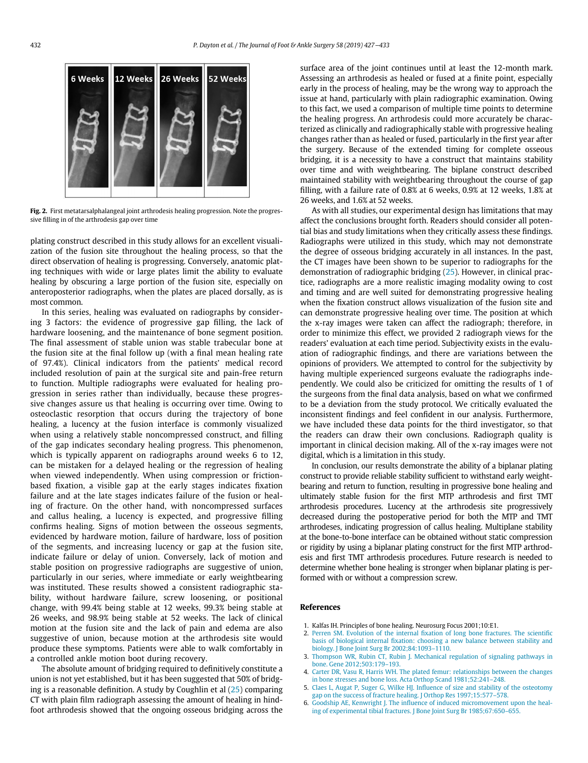6 Weeks
12 Weeks
26 Weeks
52 Weeks

**Fig. 2.** First metatarsalphalangeal joint arthrodesis healing progression. Note the progressive filling in of the arthrodesis gap over time

plating construct described in this study allows for an excellent visualization of the fusion site throughout the healing process, so that the direct observation of healing is progressing. Conversely, anatomic plating techniques with wide or large plates limit the ability to evaluate healing by obscuring a large portion of the fusion site, especially on anteroposterior radiographs, when the plates are placed dorsally, as is most common.

In this series, healing was evaluated on radiographs by considering 3 factors: the evidence of progressive gap filling, the lack of hardware loosening, and the maintenance of bone segment position. The final assessment of stable union was stable trabecular bone at the fusion site at the final follow up (with a final mean healing rate of 97.4%). Clinical indicators from the patients' medical record included resolution of pain at the surgical site and pain-free return to function. Multiple radiographs were evaluated for healing progression in series rather than individually, because these progressive changes assure us that healing is occurring over time. Owing to osteoclastic resorption that occurs during the trajectory of bone healing, a lucency at the fusion interface is commonly visualized when using a relatively stable noncompressed construct, and filling of the gap indicates secondary healing progress. This phenomenon, which is typically apparent on radiographs around weeks 6 to 12, can be mistaken for a delayed healing or the regression of healing when viewed independently. When using compression or friction-based fixation, a visible gap at the early stages indicates fixation failure and at the late stages indicates failure of the fusion or healing of fracture. On the other hand, with noncompressed surfaces and callus healing, a lucency is expected, and progressive filling confirms healing. Signs of motion between the osseous segments, evidenced by hardware motion, failure of hardware, loss of position of the segments, and increasing lucency or gap at the fusion site, indicate failure or delay of union. Conversely, lack of motion and stable position on progressive radiographs are suggestive of union, particularly in our series, where immediate or early weightbearing was instituted. These results showed a consistent radiographic stability, without hardware failure, screw loosening, or positional change, with 99.4% being stable at 12 weeks, 99.3% being stable at 26 weeks, and 98.9% being stable at 52 weeks. The lack of clinical motion at the fusion site and the lack of pain and edema are also suggestive of union, because motion at the arthrodesis site would produce these symptoms. Patients were able to walk comfortably in a controlled ankle motion boot during recovery.

The absolute amount of bridging required to definitively constitute a union is not yet established, but it has been suggested that 50% of bridging is a reasonable definition. A study by Coughlin et al (25) comparing CT with plain film radiograph assessing the amount of healing in hindfoot arthrodesis showed that the ongoing osseous bridging across the surface area of the joint continues until at least the 12-month mark. Assessing an arthrodesis as healed or fused at a finite point, especially early in the process of healing, may be the wrong way to approach the issue at hand, particularly with plain radiographic examination. Owing to this fact, we used a comparison of multiple time points to determine the healing progress. An arthrodesis could more accurately be characterized as clinically and radiographically stable with progressive healing changes rather than as healed or fused, particularly in the first year after the surgery. Because of the extended timing for complete osseous bridging, it is a necessity to have a construct that maintains stability over time and with weightbearing. The biplane construct described maintained stability with weightbearing throughout the course of gap filling, with a failure rate of 0.8% at 6 weeks, 0.9% at 12 weeks, 1.8% at 26 weeks, and 1.6% at 52 weeks.

As with all studies, our experimental design has limitations that may affect the conclusions brought forth. Readers should consider all potential bias and study limitations when they critically assess these findings. Radiographs were utilized in this study, which may not demonstrate the degree of osseous bridging accurately in all instances. In the past, the CT images have been shown to be superior to radiographs for the demonstration of radiographic bridging (25). However, in clinical practice, radiographs are a more realistic imaging modality owing to cost and timing and are well suited for demonstrating progressive healing when the fixation construct allows visualization of the fusion site and can demonstrate progressive healing over time. The position at which the x-ray images were taken can affect the radiograph; therefore, in order to minimize this effect, we provided 2 radiograph views for the readers' evaluation at each time period. Subjectivity exists in the evaluation of radiographic findings, and there are variations between the opinions of providers. We attempted to control for the subjectivity by having multiple experienced surgeons evaluate the radiographs independently. We could also be criticized for omitting the results of 1 of the surgeons from the final data analysis, based on what we confirmed to be a deviation from the study protocol. We critically evaluated the inconsistent findings and feel confident in our analysis. Furthermore, we have included these data points for the third investigator, so that the readers can draw their own conclusions. Radiograph quality is important in clinical decision making. All of the x-ray images were not digital, which is a limitation in this study.

In conclusion, our results demonstrate the ability of a biplanar plating construct to provide reliable stability sufficient to withstand early weightbearing and return to function, resulting in progressive bone healing and ultimately stable fusion for the first MTP arthrodesis and first TMT arthrodesis procedures. Lucency at the arthrodesis site progressively decreased during the postoperative period for both the MTP and TMT arthrodeses, indicating progression of callus healing. Multiplane stability at the bone-to-bone interface can be obtained without static compression or rigidity by using a biplanar plating construct for the first MTP arthrodesis and first TMT arthrodesis procedures. Future research is needed to determine whether bone healing is stronger when biplanar plating is performed with or without a compression screw.

## References

1. Kalfas IH. Principles of bone healing. Neurosurg Focus 2001;10:E1.
2. Perren SM. Evolution of the internal fixation of long bone fractures. The scientific basis of biological internal fixation: choosing a new balance between stability and biology. J Bone Joint Surg Br 2002;84:1093–1110.
3. Thompson WR, Rubin CT, Rubin J. Mechanical regulation of signaling pathways in bone. Gene 2012;503:179–193.
4. Carter DR, Vasu R, Harris WH. The plated femur: relationships between the changes in bone stresses and bone loss. Acta Orthop Scand 1981;52:241–248.
5. Claes L, Augat P, Suger G, Wilke HJ. Influence of size and stability of the osteotomy gap on the success of fracture healing. J Orthop Res 1997;15:577–578.
6. Goodship AE, Kenwright J. The influence of induced micromovement upon the healing of experimental tibial fractures. J Bone Joint Surg Br 1985;67:650–655.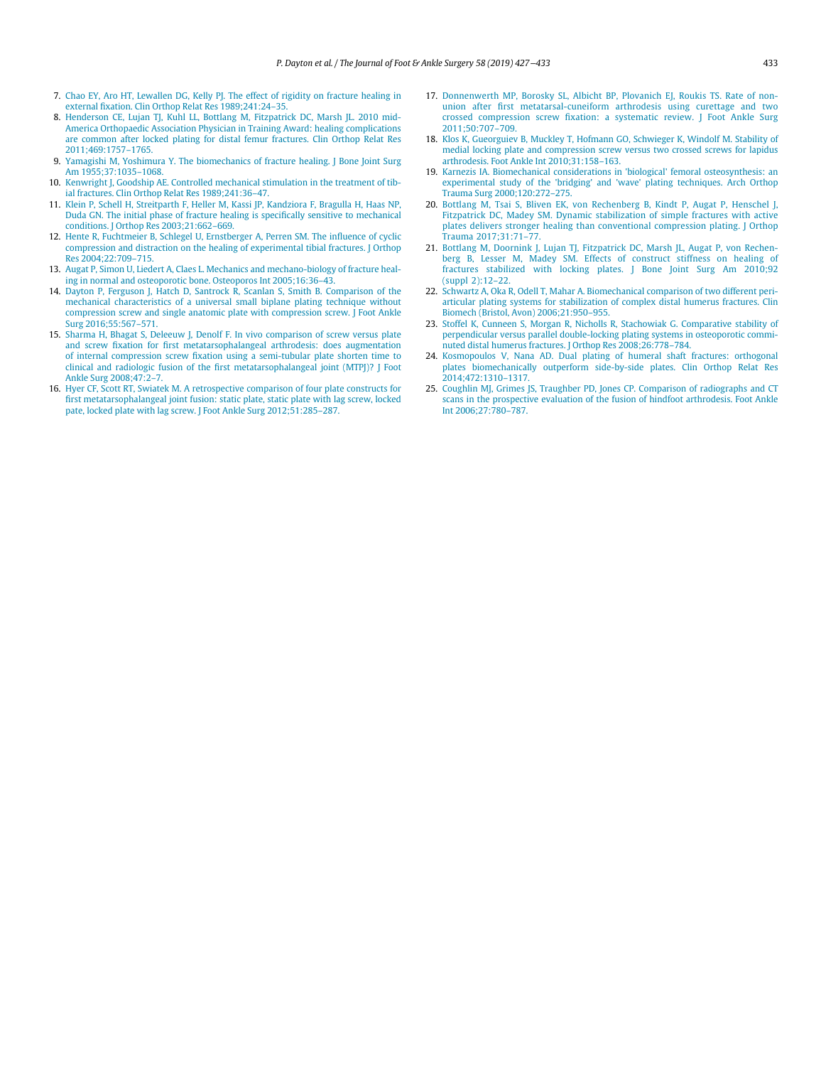7. Chao EY, Aro HT, Lewallen DG, Kelly PJ. The effect of rigidity on fracture healing in external fixation. Clin Orthop Relat Res 1989;241:24–35.
8. Henderson CE, Lujan TJ, Kuhl LL, Bottlang M, Fitzpatrick DC, Marsh JL. 2010 mid-America Orthopaedic Association Physician in Training Award: healing complications are common after locked plating for distal femur fractures. Clin Orthop Relat Res 2011;469:1757–1765.
9. Yamagishi M, Yoshimura Y. The biomechanics of fracture healing. J Bone Joint Surg Am 1955;37:1035–1068.
10. Kenwright J, Goodship AE. Controlled mechanical stimulation in the treatment of tibial fractures. Clin Orthop Relat Res 1989;241:36–47.
11. Klein P, Schell H, Streitparth F, Heller M, Kassi JP, Kandziora F, Bragulla H, Haas NP, Duda GN. The initial phase of fracture healing is specifically sensitive to mechanical conditions. J Orthop Res 2003;21:662–669.
12. Hente R, Fuchtmeier B, Schlegel U, Ernstberger A, Perren SM. The influence of cyclic compression and distraction on the healing of experimental tibial fractures. J Orthop Res 2004;22:709–715.
13. Augat P, Simon U, Liedert A, Claes L. Mechanics and mechano-biology of fracture healing in normal and osteoporotic bone. Osteoporos Int 2005;16:36–43.
14. Dayton P, Ferguson J, Hatch D, Santrock R, Scanlan S, Smith B. Comparison of the mechanical characteristics of a universal small biplane plating technique without compression screw and single anatomic plate with compression screw. J Foot Ankle Surg 2016;55:567–571.
15. Sharma H, Bhagat S, Deleeuw J, Denolf F. In vivo comparison of screw versus plate and screw fixation for first metatarsophalangeal arthrodesis: does augmentation of internal compression screw fixation using a semi-tubular plate shorten time to clinical and radiologic fusion of the first metatarsophalangeal joint (MTPJ)? J Foot Ankle Surg 2008;47:2–7.
16. Hyer CF, Scott RT, Swiatek M. A retrospective comparison of four plate constructs for first metatarsophalangeal joint fusion: static plate, static plate with lag screw, locked plate, locked plate with lag screw. J Foot Ankle Surg 2012;51:285–287.
17. Donnenwerth MP, Borosky SL, Albicht BP, Plovanich EJ, Roukis TS. Rate of nonunion after first metatarsal-cuneiform arthrodesis using curettage and two crossed compression screw fixation: a systematic review. J Foot Ankle Surg 2011;50:707–709.
18. Klos K, Gueorguiev B, Muckley T, Hofmann GO, Schwieger K, Windolf M. Stability of medial locking plate and compression screw versus two crossed screws for lapidus arthrodesis. Foot Ankle Int 2010;31:158–163.
19. Karnezis IA. Biomechanical considerations in 'biological' femoral osteosynthesis: an experimental study of the 'bridging' and 'wave' plating techniques. Arch Orthop Trauma Surg 2000;120:272–275.
20. Bottlang M, Tsai S, Bliven EK, von Rechenberg B, Kindt P, Augat P, Henschel J, Fitzpatrick DC, Madey SM. Dynamic stabilization of simple fractures with active plates delivers stronger healing than conventional compression plating. J Orthop Trauma 2017;31:71–77.
21. Bottlang M, Doornink J, Lujan TJ, Fitzpatrick DC, Marsh JL, Augat P, von Rechenberg B, Lesser M, Madey SM. Effects of construct stiffness on healing of fractures stabilized with locking plates. J Bone Joint Surg Am 2010;92 (suppl 2):12–22.
22. Schwartz A, Oka R, Odell T, Mahar A. Biomechanical comparison of two different periarticular plating systems for stabilization of complex distal humerus fractures. Clin Biomech (Bristol, Avon) 2006;21:950–955.
23. Stoffel K, Cunneen S, Morgan R, Nicholls R, Stachowiak G. Comparative stability of perpendicular versus parallel double-locking plating systems in osteoporotic comminuted distal humerus fractures. J Orthop Res 2008;26:778–784.
24. Kosmopoulos V, Nana AD. Dual plating of humeral shaft fractures: orthogonal plates biomechanically outperform side-by-side plates. Clin Orthop Relat Res 2014;472:1310–1317.
25. Coughlin MJ, Grimes JS, Traughber PD, Jones CP. Comparison of radiographs and CT scans in the prospective evaluation of the fusion of hindfoot arthrodesis. Foot Ankle Int 2006;27:780–787.